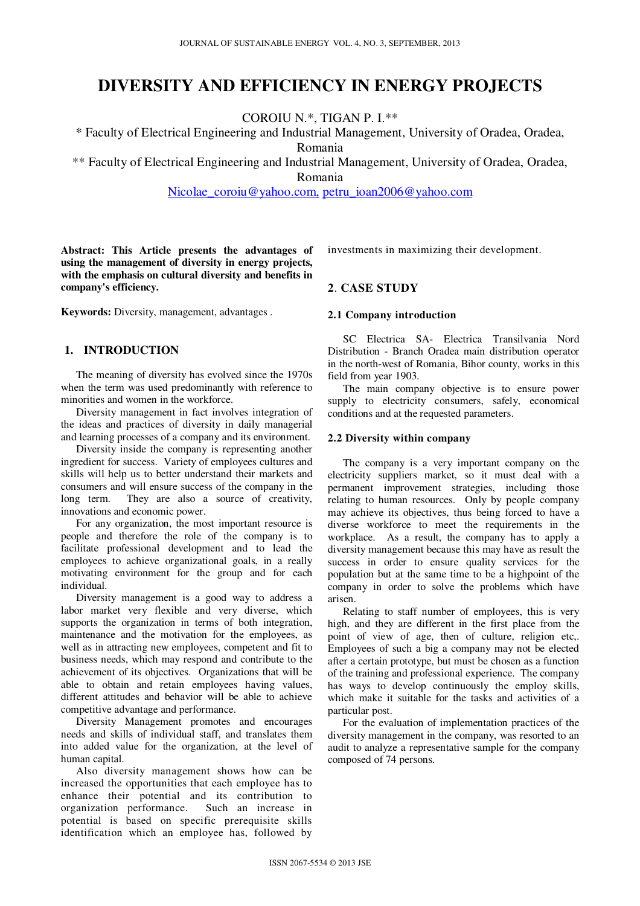# DIVERSITY AND EFFICIENCY IN ENERGY PROJECTS

COROIU N.*, TIGAN P. I.**

\* Faculty of Electrical Engineering and Industrial Management, University of Oradea, Oradea, Romania

\*\* Faculty of Electrical Engineering and Industrial Management, University of Oradea, Oradea, Romania

Nicolae_coroiu@yahoo.com, petru_ioan2006@yahoo.com

**Abstract: This Article presents the advantages of using the management of diversity in energy projects, with the emphasis on cultural diversity and benefits in company's efficiency.**

**Keywords:** Diversity, management, advantages .

## 1. INTRODUCTION

The meaning of diversity has evolved since the 1970s when the term was used predominantly with reference to minorities and women in the workforce.

Diversity management in fact involves integration of the ideas and practices of diversity in daily managerial and learning processes of a company and its environment.

Diversity inside the company is representing another ingredient for success. Variety of employees cultures and skills will help us to better understand their markets and consumers and will ensure success of the company in the long term. They are also a source of creativity, innovations and economic power.

For any organization, the most important resource is people and therefore the role of the company is to facilitate professional development and to lead the employees to achieve organizational goals, in a really motivating environment for the group and for each individual.

Diversity management is a good way to address a labor market very flexible and very diverse, which supports the organization in terms of both integration, maintenance and the motivation for the employees, as well as in attracting new employees, competent and fit to business needs, which may respond and contribute to the achievement of its objectives. Organizations that will be able to obtain and retain employees having values, different attitudes and behavior will be able to achieve competitive advantage and performance.

Diversity Management promotes and encourages needs and skills of individual staff, and translates them into added value for the organization, at the level of human capital.

Also diversity management shows how can be increased the opportunities that each employee has to enhance their potential and its contribution to organization performance. Such an increase in potential is based on specific prerequisite skills identification which an employee has, followed by investments in maximizing their development.

## 2. CASE STUDY

### 2.1 Company introduction

SC Electrica SA- Electrica Transilvania Nord Distribution - Branch Oradea main distribution operator in the north-west of Romania, Bihor county, works in this field from year 1903.

The main company objective is to ensure power supply to electricity consumers, safely, economical conditions and at the requested parameters.

### 2.2 Diversity within company

The company is a very important company on the electricity suppliers market, so it must deal with a permanent improvement strategies, including those relating to human resources. Only by people company may achieve its objectives, thus being forced to have a diverse workforce to meet the requirements in the workplace. As a result, the company has to apply a diversity management because this may have as result the success in order to ensure quality services for the population but at the same time to be a highpoint of the company in order to solve the problems which have arisen.

Relating to staff number of employees, this is very high, and they are different in the first place from the point of view of age, then of culture, religion etc,. Employees of such a big a company may not be elected after a certain prototype, but must be chosen as a function of the training and professional experience. The company has ways to develop continuously the employ skills, which make it suitable for the tasks and activities of a particular post.

For the evaluation of implementation practices of the diversity management in the company, was resorted to an audit to analyze a representative sample for the company composed of 74 persons.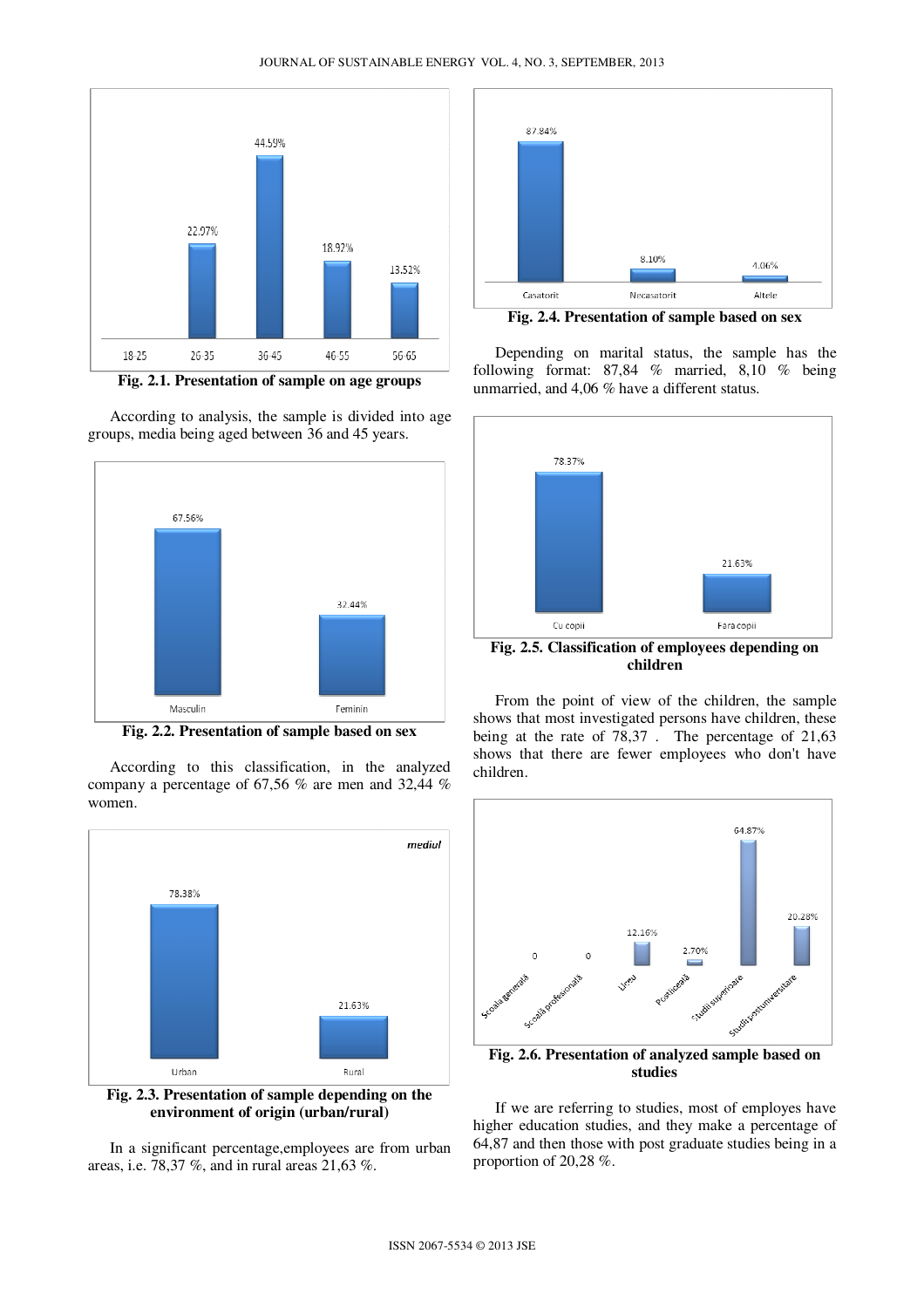Fig. 2.1. Presentation of sample on age groups

According to analysis, the sample is divided into age groups, media being aged between 36 and 45 years.

Fig. 2.2. Presentation of sample based on sex

According to this classification, in the analyzed company a percentage of 67,56 % are men and 32,44 % women.

Fig. 2.3. Presentation of sample depending on the environment of origin (urban/rural)

In a significant percentage,employees are from urban areas, i.e. 78,37 %, and in rural areas 21,63 %.

Fig. 2.4. Presentation of sample based on sex

Depending on marital status, the sample has the following format: 87,84 % married, 8,10 % being unmarried, and 4,06 % have a different status.

Fig. 2.5. Classification of employees depending on children

From the point of view of the children, the sample shows that most investigated persons have children, these being at the rate of 78,37 . The percentage of 21,63 shows that there are fewer employees who don't have children.

Fig. 2.6. Presentation of analyzed sample based on studies

If we are referring to studies, most of employes have higher education studies, and they make a percentage of 64,87 and then those with post graduate studies being in a proportion of 20,28 %.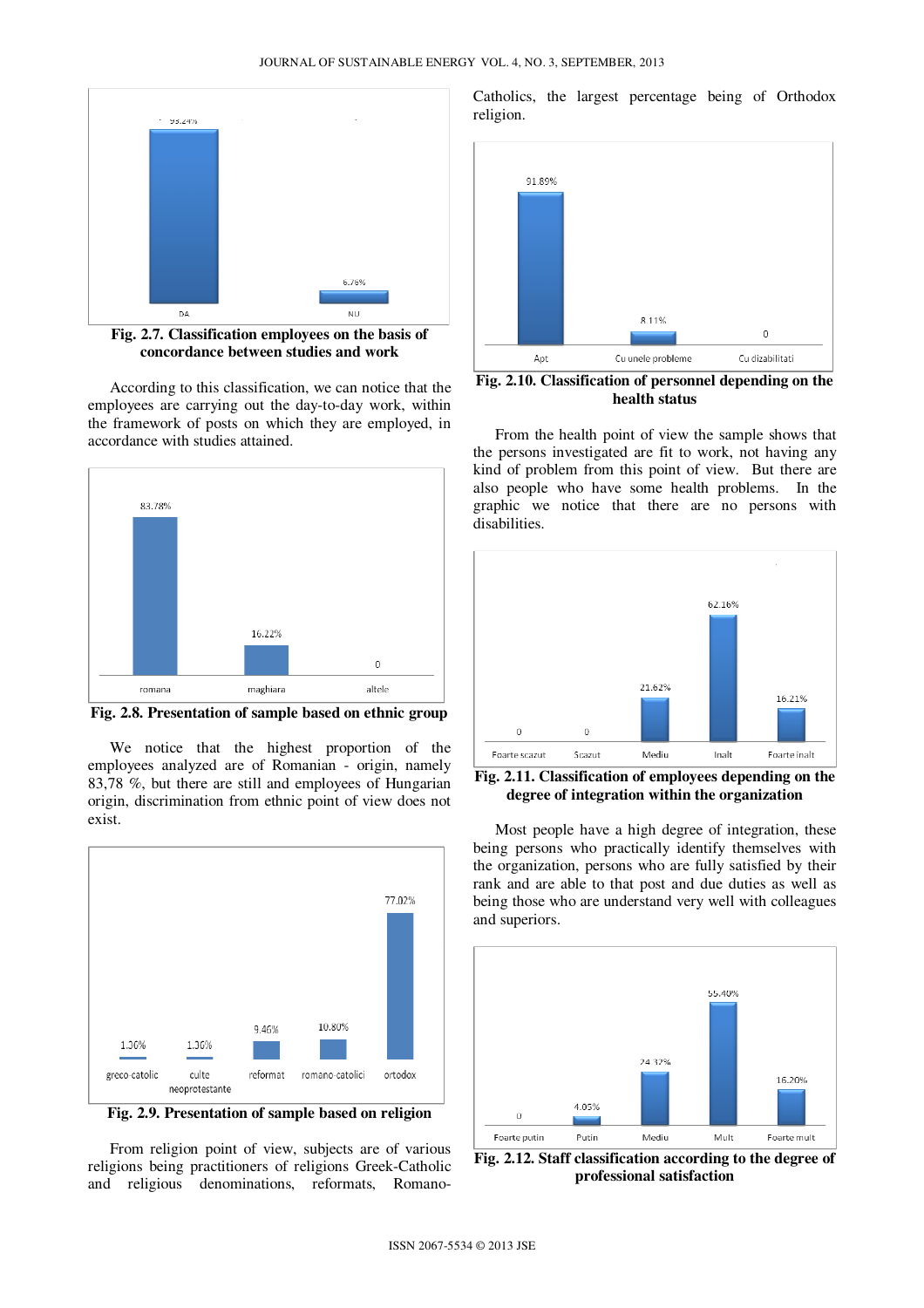**Fig. 2.7. Classification employees on the basis of concordance between studies and work**

According to this classification, we can notice that the employees are carrying out the day-to-day work, within the framework of posts on which they are employed, in accordance with studies attained.

**Fig. 2.8. Presentation of sample based on ethnic group**

We notice that the highest proportion of the employees analyzed are of Romanian - origin, namely 83,78 %, but there are still and employees of Hungarian origin, discrimination from ethnic point of view does not exist.

**Fig. 2.9. Presentation of sample based on religion**

From religion point of view, subjects are of various religions being practitioners of religions Greek-Catholic and religious denominations, reformats, Romano-Catholics, the largest percentage being of Orthodox religion.

**Fig. 2.10. Classification of personnel depending on the health status**

From the health point of view the sample shows that the persons investigated are fit to work, not having any kind of problem from this point of view. But there are also people who have some health problems. In the graphic we notice that there are no persons with disabilities.

**Fig. 2.11. Classification of employees depending on the degree of integration within the organization**

Most people have a high degree of integration, these being persons who practically identify themselves with the organization, persons who are fully satisfied by their rank and are able to that post and due duties as well as being those who are understand very well with colleagues and superiors.

**Fig. 2.12. Staff classification according to the degree of professional satisfaction**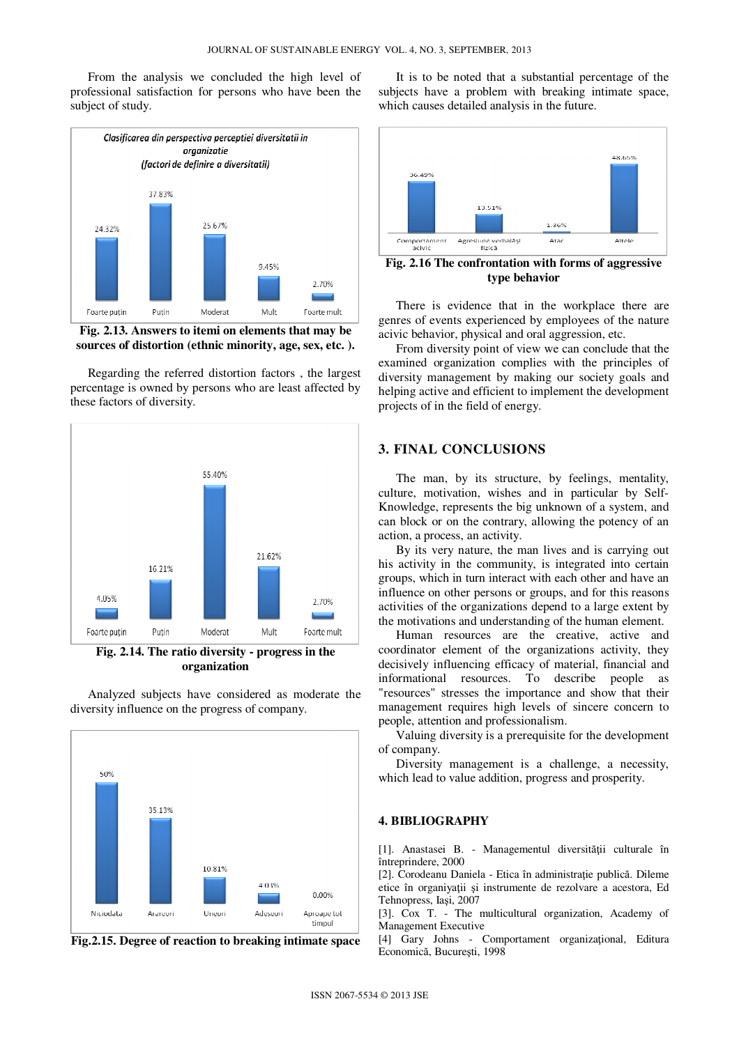From the analysis we concluded the high level of professional satisfaction for persons who have been the subject of study.

Clasificarea din perspectiva perceptiei diversitatii in organizatie
(factori de definire a diversitatii)

24.32%
37.83%
25.67%
9.45%
2.70%

Foarte puţin
Puţin
Moderat
Mult
Foarte mult

**Fig. 2.13. Answers to itemi on elements that may be sources of distortion (ethnic minority, age, sex, etc. ).**

Regarding the referred distortion factors , the largest percentage is owned by persons who are least affected by these factors of diversity.

4.05%
16.21%
55.40%
21.62%
2.70%

Foarte puţin
Puţin
Moderat
Mult
Foarte mult

**Fig. 2.14. The ratio diversity - progress in the organization**

Analyzed subjects have considered as moderate the diversity influence on the progress of company.

50%
35.13%
10.81%
4.05%
0.00%

Niciodata
Arareori
Uneori
Adeseori
Aproape tot timpul

**Fig.2.15. Degree of reaction to breaking intimate space**

It is to be noted that a substantial percentage of the subjects have a problem with breaking intimate space, which causes detailed analysis in the future.

36.49%
13.51%
1.36%
48.65%

Comportament acivic
Agresiune verbalăşi fizică
Atac
Altele

**Fig. 2.16 The confrontation with forms of aggressive type behavior**

There is evidence that in the workplace there are genres of events experienced by employees of the nature acivic behavior, physical and oral aggression, etc.

From diversity point of view we can conclude that the examined organization complies with the principles of diversity management by making our society goals and helping active and efficient to implement the development projects of in the field of energy.

## 3. FINAL CONCLUSIONS

The man, by its structure, by feelings, mentality, culture, motivation, wishes and in particular by Self-Knowledge, represents the big unknown of a system, and can block or on the contrary, allowing the potency of an action, a process, an activity.

By its very nature, the man lives and is carrying out his activity in the community, is integrated into certain groups, which in turn interact with each other and have an influence on other persons or groups, and for this reasons activities of the organizations depend to a large extent by the motivations and understanding of the human element.

Human resources are the creative, active and coordinator element of the organizations activity, they decisively influencing efficacy of material, financial and informational resources. To describe people as "resources" stresses the importance and show that their management requires high levels of sincere concern to people, attention and professionalism.

Valuing diversity is a prerequisite for the development of company.

Diversity management is a challenge, a necessity, which lead to value addition, progress and prosperity.

## 4. BIBLIOGRAPHY

[1]. Anastasei B. - Managementul diversităţii culturale în întreprindere, 2000

[2]. Corodeanu Daniela - Etica în administraţie publică. Dileme etice în organiyaţii şi instrumente de rezolvare a acestora, Ed Tehnopress, Iaşi, 2007

[3]. Cox T. - The multicultural organization, Academy of Management Executive

[4] Gary Johns - Comportament organizaţional, Editura Economică, Bucureşti, 1998